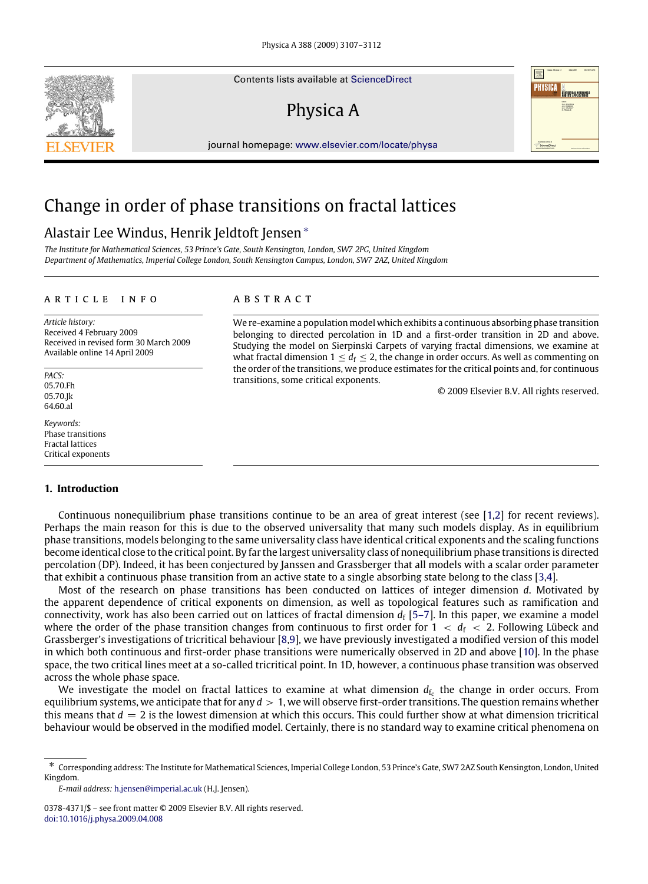# Change in order of phase transitions on fractal lattices

Alastair Lee Windus, Henrik Jeldtoft Jensen *

*The Institute for Mathematical Sciences, 53 Prince's Gate, South Kensington, London, SW7 2PG, United Kingdom*
*Department of Mathematics, Imperial College London, South Kensington Campus, London, SW7 2AZ, United Kingdom*

## ARTICLE INFO

*Article history:*
Received 4 February 2009
Received in revised form 30 March 2009
Available online 14 April 2009

*PACS:*
05.70.Fh
05.70.Jk
64.60.al

*Keywords:*
Phase transitions
Fractal lattices
Critical exponents

## ABSTRACT

We re-examine a population model which exhibits a continuous absorbing phase transition belonging to directed percolation in 1D and a first-order transition in 2D and above. Studying the model on Sierpinski Carpets of varying fractal dimensions, we examine at what fractal dimension $1 \leq d_f \leq 2$, the change in order occurs. As well as commenting on the order of the transitions, we produce estimates for the critical points and, for continuous transitions, some critical exponents.

© 2009 Elsevier B.V. All rights reserved.

## 1. Introduction

Continuous nonequilibrium phase transitions continue to be an area of great interest (see [1,2] for recent reviews). Perhaps the main reason for this is due to the observed universality that many such models display. As in equilibrium phase transitions, models belonging to the same universality class have identical critical exponents and the scaling functions become identical close to the critical point. By far the largest universality class of nonequilibrium phase transitions is directed percolation (DP). Indeed, it has been conjectured by Janssen and Grassberger that all models with a scalar order parameter that exhibit a continuous phase transition from an active state to a single absorbing state belong to the class [3,4].

Most of the research on phase transitions has been conducted on lattices of integer dimension $d$. Motivated by the apparent dependence of critical exponents on dimension, as well as topological features such as ramification and connectivity, work has also been carried out on lattices of fractal dimension $d_f$ [5–7]. In this paper, we examine a model where the order of the phase transition changes from continuous to first order for $1 < d_f < 2$. Following Lübeck and Grassberger's investigations of tricritical behaviour [8,9], we have previously investigated a modified version of this model in which both continuous and first-order phase transitions were numerically observed in 2D and above [10]. In the phase space, the two critical lines meet at a so-called tricritical point. In 1D, however, a continuous phase transition was observed across the whole phase space.

We investigate the model on fractal lattices to examine at what dimension $d_{f_c}$ the change in order occurs. From equilibrium systems, we anticipate that for any $d > 1$, we will observe first-order transitions. The question remains whether this means that $d = 2$ is the lowest dimension at which this occurs. This could further show at what dimension tricritical behaviour would be observed in the modified model. Certainly, there is no standard way to examine critical phenomena on

* Corresponding address: The Institute for Mathematical Sciences, Imperial College London, 53 Prince's Gate, SW7 2AZ South Kensington, London, United Kingdom.
*E-mail address:* h.jensen@imperial.ac.uk (H.J. Jensen).

0378-4371/$ – see front matter © 2009 Elsevier B.V. All rights reserved.
doi:10.1016/j.physa.2009.04.008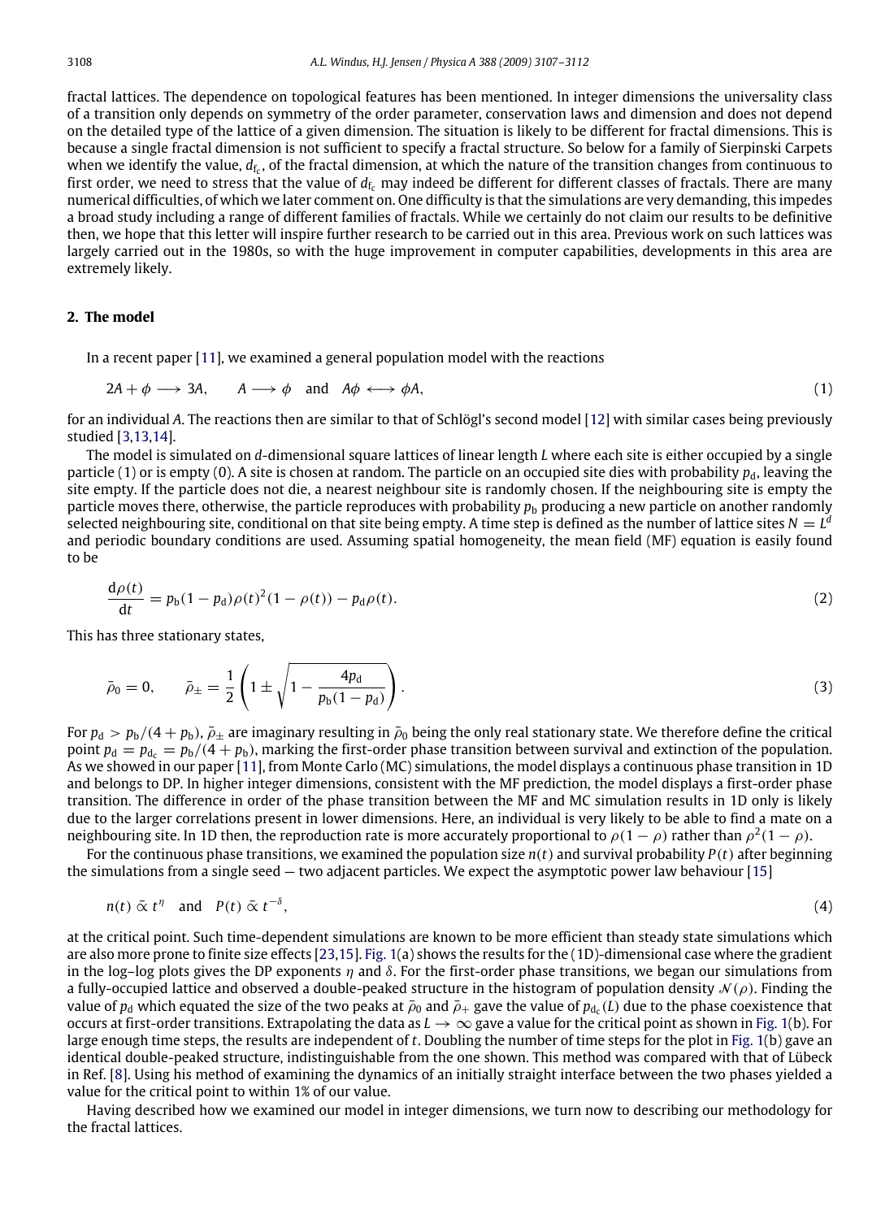fractal lattices. The dependence on topological features has been mentioned. In integer dimensions the universality class of a transition only depends on symmetry of the order parameter, conservation laws and dimension and does not depend on the detailed type of the lattice of a given dimension. The situation is likely to be different for fractal dimensions. This is because a single fractal dimension is not sufficient to specify a fractal structure. So below for a family of Sierpinski Carpets when we identify the value, $d_{f_c}$, of the fractal dimension, at which the nature of the transition changes from continuous to first order, we need to stress that the value of $d_{f_c}$ may indeed be different for different classes of fractals. There are many numerical difficulties, of which we later comment on. One difficulty is that the simulations are very demanding, this impedes a broad study including a range of different families of fractals. While we certainly do not claim our results to be definitive then, we hope that this letter will inspire further research to be carried out in this area. Previous work on such lattices was largely carried out in the 1980s, so with the huge improvement in computer capabilities, developments in this area are extremely likely.

## 2. The model

In a recent paper [11], we examined a general population model with the reactions

$$2A + \phi \longrightarrow 3A, \qquad A \longrightarrow \phi \quad \text{and} \quad A\phi \longleftrightarrow \phi A, \tag{1}$$

for an individual $A$. The reactions then are similar to that of Schlögl's second model [12] with similar cases being previously studied [3,13,14].

The model is simulated on $d$-dimensional square lattices of linear length $L$ where each site is either occupied by a single particle (1) or is empty (0). A site is chosen at random. The particle on an occupied site dies with probability $p_d$, leaving the site empty. If the particle does not die, a nearest neighbour site is randomly chosen. If the neighbouring site is empty the particle moves there, otherwise, the particle reproduces with probability $p_b$ producing a new particle on another randomly selected neighbouring site, conditional on that site being empty. A time step is defined as the number of lattice sites $N = L^d$ and periodic boundary conditions are used. Assuming spatial homogeneity, the mean field (MF) equation is easily found to be

$$\frac{d\rho(t)}{dt} = p_b(1 - p_d)\rho(t)^2(1 - \rho(t)) - p_d\rho(t). \tag{2}$$

This has three stationary states,

$$\bar{\rho}_0 = 0, \qquad \bar{\rho}_\pm = \frac{1}{2}\left(1 \pm \sqrt{1 - \frac{4p_d}{p_b(1 - p_d)}}\right). \tag{3}$$

For $p_d > p_b/(4 + p_b)$, $\bar{\rho}_\pm$ are imaginary resulting in $\bar{\rho}_0$ being the only real stationary state. We therefore define the critical point $p_d = p_{d_c} = p_b/(4 + p_b)$, marking the first-order phase transition between survival and extinction of the population. As we showed in our paper [11], from Monte Carlo (MC) simulations, the model displays a continuous phase transition in 1D and belongs to DP. In higher integer dimensions, consistent with the MF prediction, the model displays a first-order phase transition. The difference in order of the phase transition between the MF and MC simulation results in 1D only is likely due to the larger correlations present in lower dimensions. Here, an individual is very likely to be able to find a mate on a neighbouring site. In 1D then, the reproduction rate is more accurately proportional to $\rho(1 - \rho)$ rather than $\rho^2(1 - \rho)$.

For the continuous phase transitions, we examined the population size $n(t)$ and survival probability $P(t)$ after beginning the simulations from a single seed — two adjacent particles. We expect the asymptotic power law behaviour [15]

$$n(t) \mathrel{\tilde{\propto}} t^{\eta} \quad \text{and} \quad P(t) \mathrel{\tilde{\propto}} t^{-\delta}, \tag{4}$$

at the critical point. Such time-dependent simulations are known to be more efficient than steady state simulations which are also more prone to finite size effects [23,15]. Fig. 1(a) shows the results for the (1D)-dimensional case where the gradient in the log–log plots gives the DP exponents $\eta$ and $\delta$. For the first-order phase transitions, we began our simulations from a fully-occupied lattice and observed a double-peaked structure in the histogram of population density $\mathcal{N}(\rho)$. Finding the value of $p_d$ which equated the size of the two peaks at $\bar{\rho}_0$ and $\bar{\rho}_+$ gave the value of $p_{d_c}(L)$ due to the phase coexistence that occurs at first-order transitions. Extrapolating the data as $L \to \infty$ gave a value for the critical point as shown in Fig. 1(b). For large enough time steps, the results are independent of $t$. Doubling the number of time steps for the plot in Fig. 1(b) gave an identical double-peaked structure, indistinguishable from the one shown. This method was compared with that of Lübeck in Ref. [8]. Using his method of examining the dynamics of an initially straight interface between the two phases yielded a value for the critical point to within 1% of our value.

Having described how we examined our model in integer dimensions, we turn now to describing our methodology for the fractal lattices.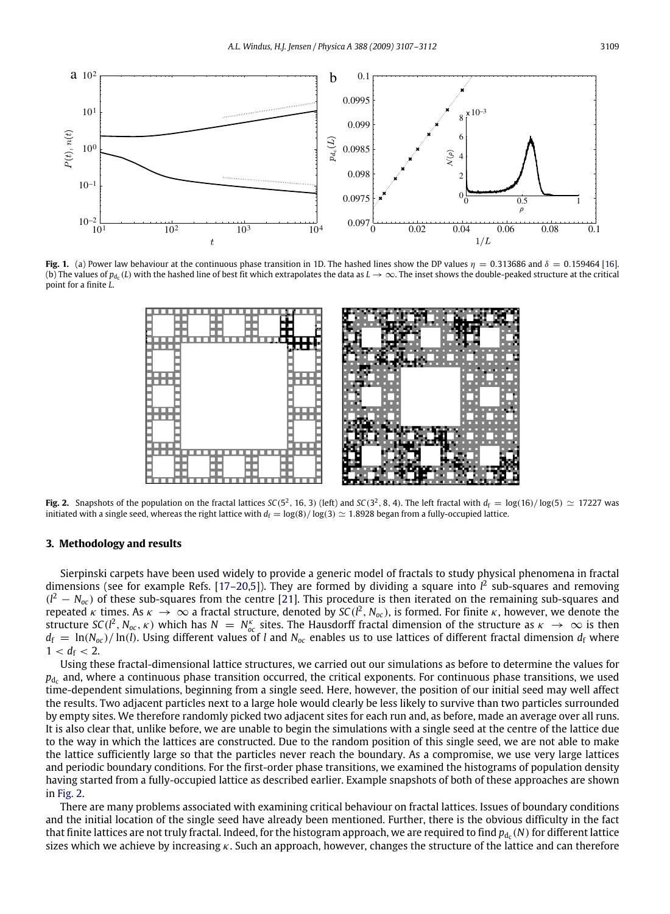**Fig. 1.** (a) Power law behaviour at the continuous phase transition in 1D. The hashed lines show the DP values $\eta = 0.313686$ and $\delta = 0.159464$ [16]. (b) The values of $p_{d_c}(L)$ with the hashed line of best fit which extrapolates the data as $L \to \infty$. The inset shows the double-peaked structure at the critical point for a finite $L$.

**Fig. 2.** Snapshots of the population on the fractal lattices $SC(5^2, 16, 3)$ (left) and $SC(3^2, 8, 4)$. The left fractal with $d_f = \log(16)/\log(5) \simeq 17227$ was initiated with a single seed, whereas the right lattice with $d_f = \log(8)/\log(3) \simeq 1.8928$ began from a fully-occupied lattice.

## 3. Methodology and results

Sierpinski carpets have been used widely to provide a generic model of fractals to study physical phenomena in fractal dimensions (see for example Refs. [17–20,5]). They are formed by dividing a square into $l^2$ sub-squares and removing $(l^2 - N_{oc})$ of these sub-squares from the centre [21]. This procedure is then iterated on the remaining sub-squares and repeated $\kappa$ times. As $\kappa \to \infty$ a fractal structure, denoted by $SC(l^2, N_{oc})$, is formed. For finite $\kappa$, however, we denote the structure $SC(l^2, N_{oc}, \kappa)$ which has $N = N_{oc}^{\kappa}$ sites. The Hausdorff fractal dimension of the structure as $\kappa \to \infty$ is then $d_f = \ln(N_{oc})/\ln(l)$. Using different values of $l$ and $N_{oc}$ enables us to use lattices of different fractal dimension $d_f$ where $1 < d_f < 2$.

Using these fractal-dimensional lattice structures, we carried out our simulations as before to determine the values for $p_{d_c}$ and, where a continuous phase transition occurred, the critical exponents. For continuous phase transitions, we used time-dependent simulations, beginning from a single seed. Here, however, the position of our initial seed may well affect the results. Two adjacent particles next to a large hole would clearly be less likely to survive than two particles surrounded by empty sites. We therefore randomly picked two adjacent sites for each run and, as before, made an average over all runs. It is also clear that, unlike before, we are unable to begin the simulations with a single seed at the centre of the lattice due to the way in which the lattices are constructed. Due to the random position of this single seed, we are not able to make the lattice sufficiently large so that the particles never reach the boundary. As a compromise, we use very large lattices and periodic boundary conditions. For the first-order phase transitions, we examined the histograms of population density having started from a fully-occupied lattice as described earlier. Example snapshots of both of these approaches are shown in Fig. 2.

There are many problems associated with examining critical behaviour on fractal lattices. Issues of boundary conditions and the initial location of the single seed have already been mentioned. Further, there is the obvious difficulty in the fact that finite lattices are not truly fractal. Indeed, for the histogram approach, we are required to find $p_{d_c}(N)$ for different lattice sizes which we achieve by increasing $\kappa$. Such an approach, however, changes the structure of the lattice and can therefore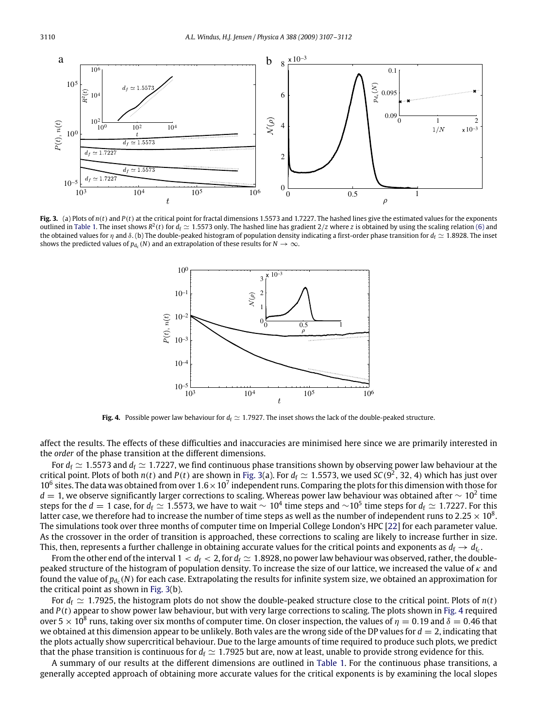**Fig. 3.** (a) Plots of $n(t)$ and $P(t)$ at the critical point for fractal dimensions 1.5573 and 1.7227. The hashed lines give the estimated values for the exponents outlined in Table 1. The inset shows $R^2(t)$ for $d_f \simeq 1.5573$ only. The hashed line has gradient $2/z$ where $z$ is obtained by using the scaling relation (6) and the obtained values for $\eta$ and $\delta$. (b) The double-peaked histogram of population density indicating a first-order phase transition for $d_f \simeq 1.8928$. The inset shows the predicted values of $p_{d_c}(N)$ and an extrapolation of these results for $N \to \infty$.

**Fig. 4.** Possible power law behaviour for $d_f \simeq 1.7927$. The inset shows the lack of the double-peaked structure.

affect the results. The effects of these difficulties and inaccuracies are minimised here since we are primarily interested in the *order* of the phase transition at the different dimensions.

For $d_f \simeq 1.5573$ and $d_f \simeq 1.7227$, we find continuous phase transitions shown by observing power law behaviour at the critical point. Plots of both $n(t)$ and $P(t)$ are shown in Fig. 3(a). For $d_f \simeq 1.5573$, we used $SC(9^2, 32, 4)$ which has just over $10^6$ sites. The data was obtained from over $1.6 \times 10^7$ independent runs. Comparing the plots for this dimension with those for $d = 1$, we observe significantly larger corrections to scaling. Whereas power law behaviour was obtained after $\sim 10^2$ time steps for the $d = 1$ case, for $d_f \simeq 1.5573$, we have to wait $\sim 10^4$ time steps and $\sim 10^5$ time steps for $d_f \simeq 1.7227$. For this latter case, we therefore had to increase the number of time steps as well as the number of independent runs to $2.25 \times 10^8$. The simulations took over three months of computer time on Imperial College London's HPC [22] for each parameter value. As the crossover in the order of transition is approached, these corrections to scaling are likely to increase further in size. This, then, represents a further challenge in obtaining accurate values for the critical points and exponents as $d_f \to d_{f_c}$.

From the other end of the interval $1 < d_f < 2$, for $d_f \simeq 1.8928$, no power law behaviour was observed, rather, the double-peaked structure of the histogram of population density. To increase the size of our lattice, we increased the value of $\kappa$ and found the value of $p_{d_c}(N)$ for each case. Extrapolating the results for infinite system size, we obtained an approximation for the critical point as shown in Fig. 3(b).

For $d_f \simeq 1.7925$, the histogram plots do not show the double-peaked structure close to the critical point. Plots of $n(t)$ and $P(t)$ appear to show power law behaviour, but with very large corrections to scaling. The plots shown in Fig. 4 required over $5 \times 10^8$ runs, taking over six months of computer time. On closer inspection, the values of $\eta = 0.19$ and $\delta = 0.46$ that we obtained at this dimension appear to be unlikely. Both vales are the wrong side of the DP values for $d = 2$, indicating that the plots actually show supercritical behaviour. Due to the large amounts of time required to produce such plots, we predict that the phase transition is continuous for $d_f \simeq 1.7925$ but are, now at least, unable to provide strong evidence for this.

A summary of our results at the different dimensions are outlined in Table 1. For the continuous phase transitions, a generally accepted approach of obtaining more accurate values for the critical exponents is by examining the local slopes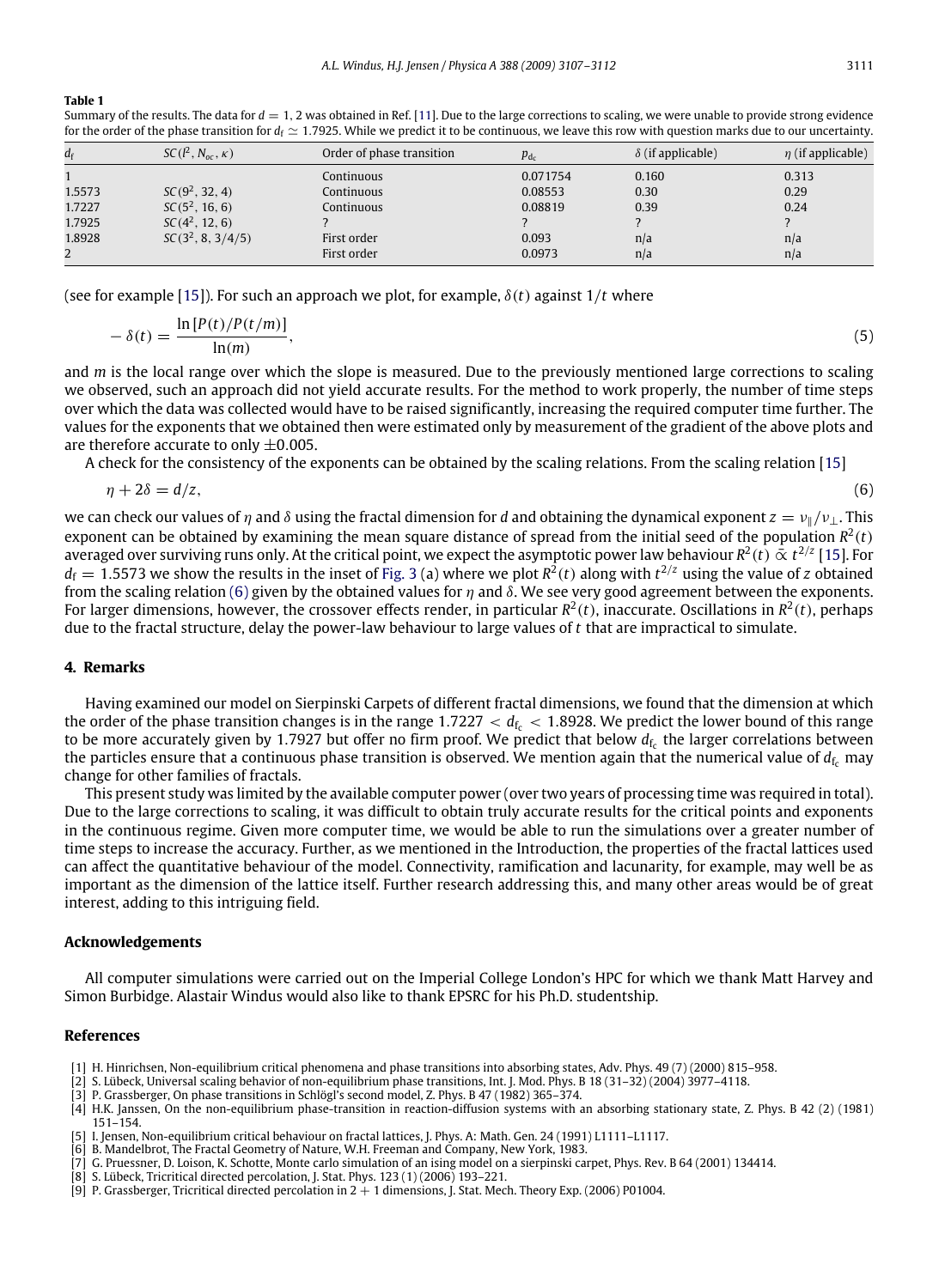**Table 1**

Summary of the results. The data for $d = 1, 2$ was obtained in Ref. [11]. Due to the large corrections to scaling, we were unable to provide strong evidence for the order of the phase transition for $d_f \simeq 1.7925$. While we predict it to be continuous, we leave this row with question marks due to our uncertainty.

| $d_f$ | $SC(l^2, N_{oc}, \kappa)$ | Order of phase transition | $p_{d_c}$ | $\delta$ (if applicable) | $\eta$ (if applicable) |
|---|---|---|---|---|---|
| 1 | | Continuous | 0.071754 | 0.160 | 0.313 |
| 1.5573 | $SC(9^2, 32, 4)$ | Continuous | 0.08553 | 0.30 | 0.29 |
| 1.7227 | $SC(5^2, 16, 6)$ | Continuous | 0.08819 | 0.39 | 0.24 |
| 1.7925 | $SC(4^2, 12, 6)$ | ? | ? | ? | ? |
| 1.8928 | $SC(3^2, 8, 3/4/5)$ | First order | 0.093 | n/a | n/a |
| 2 | | First order | 0.0973 | n/a | n/a |

(see for example [15]). For such an approach we plot, for example, $\delta(t)$ against $1/t$ where

$$-\delta(t) = \frac{\ln[P(t)/P(t/m)]}{\ln(m)}, \tag{5}$$

and $m$ is the local range over which the slope is measured. Due to the previously mentioned large corrections to scaling we observed, such an approach did not yield accurate results. For the method to work properly, the number of time steps over which the data was collected would have to be raised significantly, increasing the required computer time further. The values for the exponents that we obtained then were estimated only by measurement of the gradient of the above plots and are therefore accurate to only $\pm 0.005$.

A check for the consistency of the exponents can be obtained by the scaling relations. From the scaling relation [15]

$$\eta + 2\delta = d/z, \tag{6}$$

we can check our values of $\eta$ and $\delta$ using the fractal dimension for $d$ and obtaining the dynamical exponent $z = \nu_\parallel/\nu_\perp$. This exponent can be obtained by examining the mean square distance of spread from the initial seed of the population $R^2(t)$ averaged over surviving runs only. At the critical point, we expect the asymptotic power law behaviour $R^2(t) \tilde{\propto} t^{2/z}$ [15]. For $d_f = 1.5573$ we show the results in the inset of Fig. 3 (a) where we plot $R^2(t)$ along with $t^{2/z}$ using the value of $z$ obtained from the scaling relation (6) given by the obtained values for $\eta$ and $\delta$. We see very good agreement between the exponents. For larger dimensions, however, the crossover effects render, in particular $R^2(t)$, inaccurate. Oscillations in $R^2(t)$, perhaps due to the fractal structure, delay the power-law behaviour to large values of $t$ that are impractical to simulate.

## 4. Remarks

Having examined our model on Sierpinski Carpets of different fractal dimensions, we found that the dimension at which the order of the phase transition changes is in the range $1.7227 < d_{f_c} < 1.8928$. We predict the lower bound of this range to be more accurately given by 1.7927 but offer no firm proof. We predict that below $d_{f_c}$ the larger correlations between the particles ensure that a continuous phase transition is observed. We mention again that the numerical value of $d_{f_c}$ may change for other families of fractals.

This present study was limited by the available computer power (over two years of processing time was required in total). Due to the large corrections to scaling, it was difficult to obtain truly accurate results for the critical points and exponents in the continuous regime. Given more computer time, we would be able to run the simulations over a greater number of time steps to increase the accuracy. Further, as we mentioned in the Introduction, the properties of the fractal lattices used can affect the quantitative behaviour of the model. Connectivity, ramification and lacunarity, for example, may well be as important as the dimension of the lattice itself. Further research addressing this, and many other areas would be of great interest, adding to this intriguing field.

## Acknowledgements

All computer simulations were carried out on the Imperial College London's HPC for which we thank Matt Harvey and Simon Burbidge. Alastair Windus would also like to thank EPSRC for his Ph.D. studentship.

## References

[1] H. Hinrichsen, Non-equilibrium critical phenomena and phase transitions into absorbing states, Adv. Phys. 49 (7) (2000) 815–958.

[2] S. Lübeck, Universal scaling behavior of non-equilibrium phase transitions, Int. J. Mod. Phys. B 18 (31–32) (2004) 3977–4118.

[3] P. Grassberger, On phase transitions in Schlögl's second model, Z. Phys. B 47 (1982) 365–374.

[4] H.K. Janssen, On the non-equilibrium phase-transition in reaction-diffusion systems with an absorbing stationary state, Z. Phys. B 42 (2) (1981) 151–154.

[5] I. Jensen, Non-equilibrium critical behaviour on fractal lattices, J. Phys. A: Math. Gen. 24 (1991) L1111–L1117.

[6] B. Mandelbrot, The Fractal Geometry of Nature, W.H. Freeman and Company, New York, 1983.

[7] G. Pruessner, D. Loison, K. Schotte, Monte carlo simulation of an ising model on a sierpinski carpet, Phys. Rev. B 64 (2001) 134414.

[8] S. Lübeck, Tricritical directed percolation, J. Stat. Phys. 123 (1) (2006) 193–221.

[9] P. Grassberger, Tricritical directed percolation in 2 + 1 dimensions, J. Stat. Mech. Theory Exp. (2006) P01004.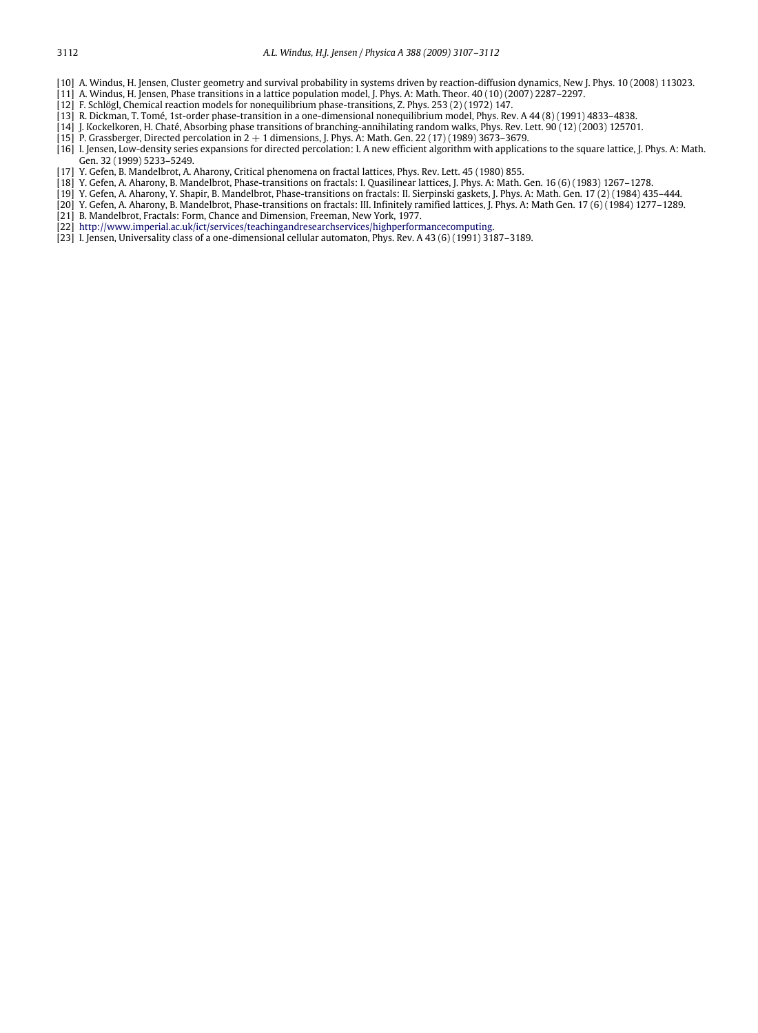[10] A. Windus, H. Jensen, Cluster geometry and survival probability in systems driven by reaction-diffusion dynamics, New J. Phys. 10 (2008) 113023.
[11] A. Windus, H. Jensen, Phase transitions in a lattice population model, J. Phys. A: Math. Theor. 40 (10) (2007) 2287–2297.
[12] F. Schlögl, Chemical reaction models for nonequilibrium phase-transitions, Z. Phys. 253 (2) (1972) 147.
[13] R. Dickman, T. Tomé, 1st-order phase-transition in a one-dimensional nonequilibrium model, Phys. Rev. A 44 (8) (1991) 4833–4838.
[14] J. Kockelkoren, H. Chaté, Absorbing phase transitions of branching-annihilating random walks, Phys. Rev. Lett. 90 (12) (2003) 125701.
[15] P. Grassberger, Directed percolation in 2 + 1 dimensions, J. Phys. A: Math. Gen. 22 (17) (1989) 3673–3679.
[16] I. Jensen, Low-density series expansions for directed percolation: I. A new efficient algorithm with applications to the square lattice, J. Phys. A: Math. Gen. 32 (1999) 5233–5249.
[17] Y. Gefen, B. Mandelbrot, A. Aharony, Critical phenomena on fractal lattices, Phys. Rev. Lett. 45 (1980) 855.
[18] Y. Gefen, A. Aharony, B. Mandelbrot, Phase-transitions on fractals: I. Quasilinear lattices, J. Phys. A: Math. Gen. 16 (6) (1983) 1267–1278.
[19] Y. Gefen, A. Aharony, Y. Shapir, B. Mandelbrot, Phase-transitions on fractals: II. Sierpinski gaskets, J. Phys. A: Math. Gen. 17 (2) (1984) 435–444.
[20] Y. Gefen, A. Aharony, B. Mandelbrot, Phase-transitions on fractals: III. Infinitely ramified lattices, J. Phys. A: Math Gen. 17 (6) (1984) 1277–1289.
[21] B. Mandelbrot, Fractals: Form, Chance and Dimension, Freeman, New York, 1977.
[22] http://www.imperial.ac.uk/ict/services/teachingandresearchservices/highperformancecomputing.
[23] I. Jensen, Universality class of a one-dimensional cellular automaton, Phys. Rev. A 43 (6) (1991) 3187–3189.